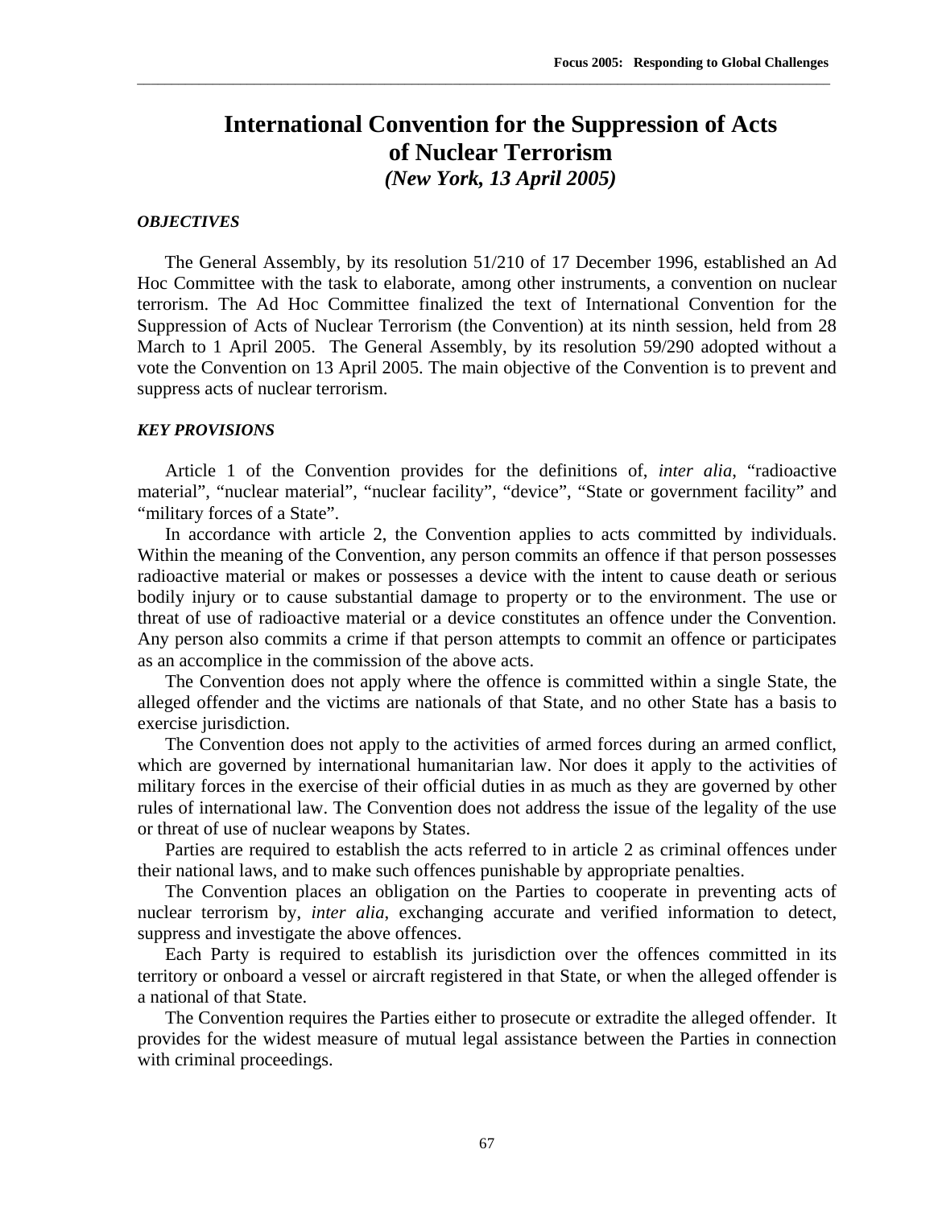# International Convention for the Suppression of Acts of Nuclear Terrorism

***(New York, 13 April 2005)***

### *OBJECTIVES*

The General Assembly, by its resolution 51/210 of 17 December 1996, established an Ad Hoc Committee with the task to elaborate, among other instruments, a convention on nuclear terrorism. The Ad Hoc Committee finalized the text of International Convention for the Suppression of Acts of Nuclear Terrorism (the Convention) at its ninth session, held from 28 March to 1 April 2005. The General Assembly, by its resolution 59/290 adopted without a vote the Convention on 13 April 2005. The main objective of the Convention is to prevent and suppress acts of nuclear terrorism.

### *KEY PROVISIONS*

Article 1 of the Convention provides for the definitions of, *inter alia*, "radioactive material", "nuclear material", "nuclear facility", "device", "State or government facility" and "military forces of a State".

In accordance with article 2, the Convention applies to acts committed by individuals. Within the meaning of the Convention, any person commits an offence if that person possesses radioactive material or makes or possesses a device with the intent to cause death or serious bodily injury or to cause substantial damage to property or to the environment. The use or threat of use of radioactive material or a device constitutes an offence under the Convention. Any person also commits a crime if that person attempts to commit an offence or participates as an accomplice in the commission of the above acts.

The Convention does not apply where the offence is committed within a single State, the alleged offender and the victims are nationals of that State, and no other State has a basis to exercise jurisdiction.

The Convention does not apply to the activities of armed forces during an armed conflict, which are governed by international humanitarian law. Nor does it apply to the activities of military forces in the exercise of their official duties in as much as they are governed by other rules of international law. The Convention does not address the issue of the legality of the use or threat of use of nuclear weapons by States.

Parties are required to establish the acts referred to in article 2 as criminal offences under their national laws, and to make such offences punishable by appropriate penalties.

The Convention places an obligation on the Parties to cooperate in preventing acts of nuclear terrorism by, *inter alia*, exchanging accurate and verified information to detect, suppress and investigate the above offences.

Each Party is required to establish its jurisdiction over the offences committed in its territory or onboard a vessel or aircraft registered in that State, or when the alleged offender is a national of that State.

The Convention requires the Parties either to prosecute or extradite the alleged offender. It provides for the widest measure of mutual legal assistance between the Parties in connection with criminal proceedings.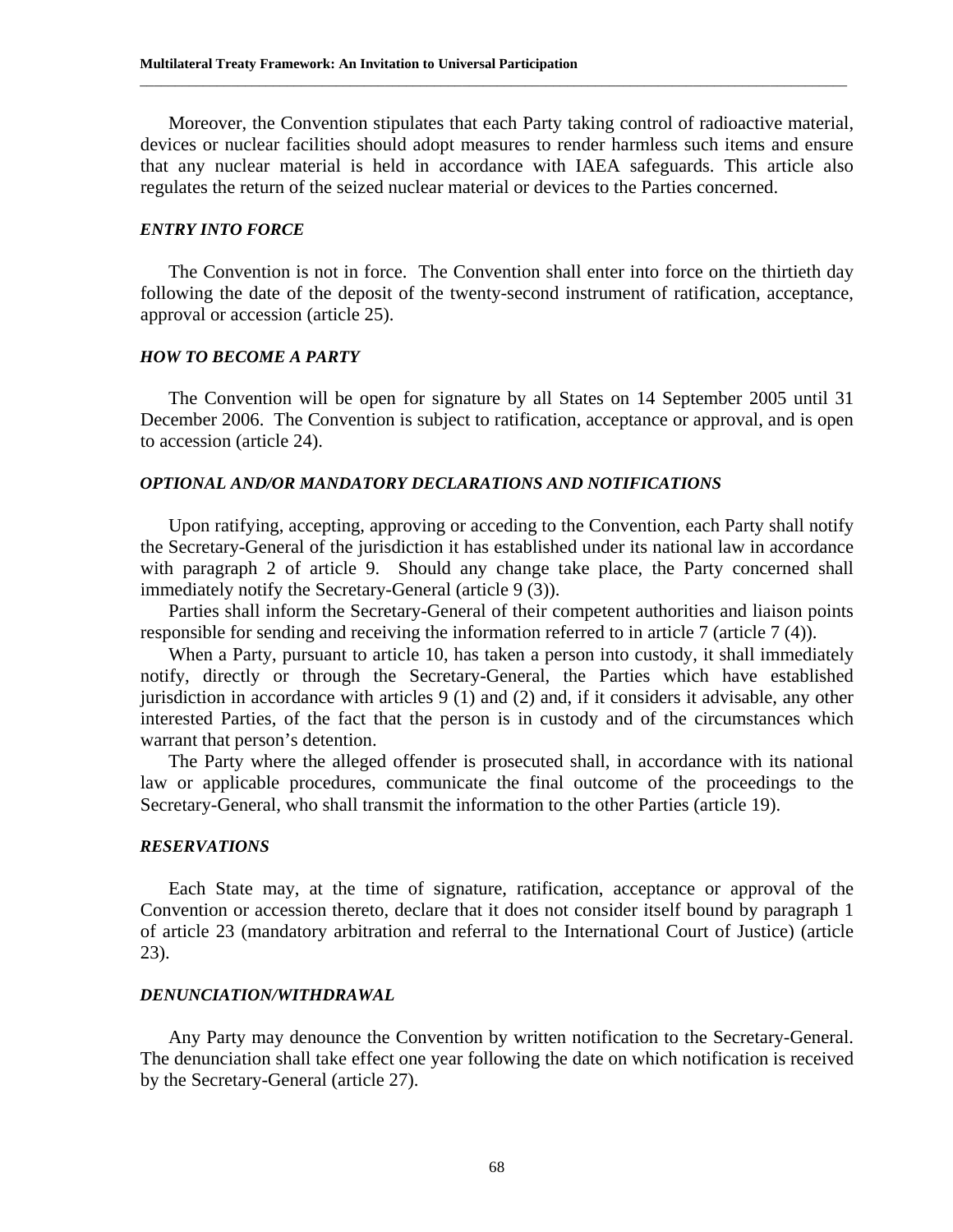Moreover, the Convention stipulates that each Party taking control of radioactive material, devices or nuclear facilities should adopt measures to render harmless such items and ensure that any nuclear material is held in accordance with IAEA safeguards. This article also regulates the return of the seized nuclear material or devices to the Parties concerned.

### *ENTRY INTO FORCE*

The Convention is not in force. The Convention shall enter into force on the thirtieth day following the date of the deposit of the twenty-second instrument of ratification, acceptance, approval or accession (article 25).

### *HOW TO BECOME A PARTY*

The Convention will be open for signature by all States on 14 September 2005 until 31 December 2006. The Convention is subject to ratification, acceptance or approval, and is open to accession (article 24).

### *OPTIONAL AND/OR MANDATORY DECLARATIONS AND NOTIFICATIONS*

Upon ratifying, accepting, approving or acceding to the Convention, each Party shall notify the Secretary-General of the jurisdiction it has established under its national law in accordance with paragraph 2 of article 9. Should any change take place, the Party concerned shall immediately notify the Secretary-General (article 9 (3)).

Parties shall inform the Secretary-General of their competent authorities and liaison points responsible for sending and receiving the information referred to in article 7 (article 7 (4)).

When a Party, pursuant to article 10, has taken a person into custody, it shall immediately notify, directly or through the Secretary-General, the Parties which have established jurisdiction in accordance with articles 9 (1) and (2) and, if it considers it advisable, any other interested Parties, of the fact that the person is in custody and of the circumstances which warrant that person's detention.

The Party where the alleged offender is prosecuted shall, in accordance with its national law or applicable procedures, communicate the final outcome of the proceedings to the Secretary-General, who shall transmit the information to the other Parties (article 19).

### *RESERVATIONS*

Each State may, at the time of signature, ratification, acceptance or approval of the Convention or accession thereto, declare that it does not consider itself bound by paragraph 1 of article 23 (mandatory arbitration and referral to the International Court of Justice) (article 23).

### *DENUNCIATION/WITHDRAWAL*

Any Party may denounce the Convention by written notification to the Secretary-General. The denunciation shall take effect one year following the date on which notification is received by the Secretary-General (article 27).